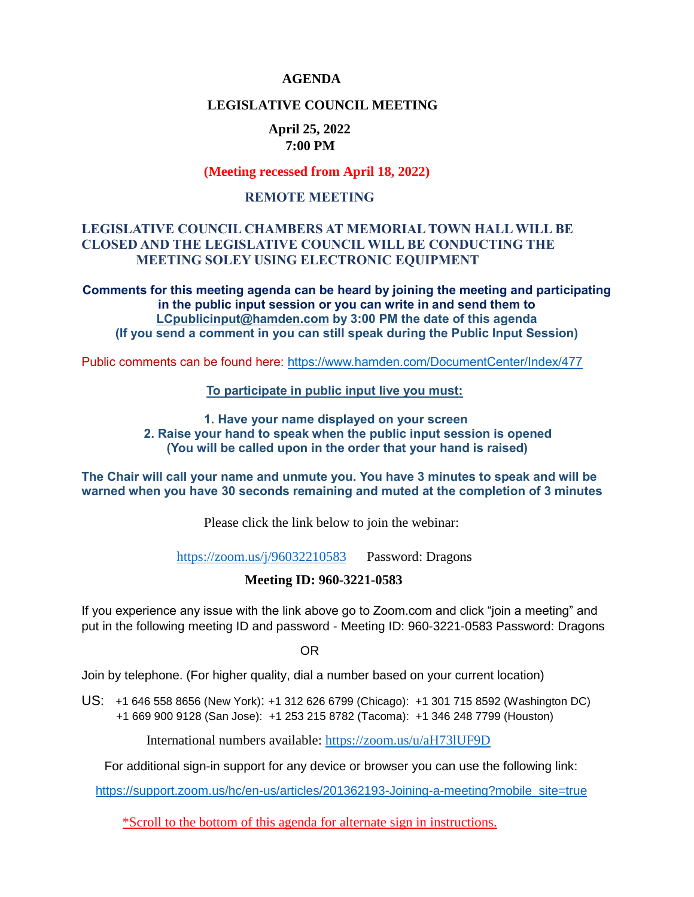# AGENDA

## LEGISLATIVE COUNCIL MEETING

**April 25, 2022**
**7:00 PM**

**(Meeting recessed from April 18, 2022)**

**REMOTE MEETING**

**LEGISLATIVE COUNCIL CHAMBERS AT MEMORIAL TOWN HALL WILL BE CLOSED AND THE LEGISLATIVE COUNCIL WILL BE CONDUCTING THE MEETING SOLEY USING ELECTRONIC EQUIPMENT**

**Comments for this meeting agenda can be heard by joining the meeting and participating in the public input session or you can write in and send them to LCpublicinput@hamden.com by 3:00 PM the date of this agenda**
**(If you send a comment in you can still speak during the Public Input Session)**

Public comments can be found here: https://www.hamden.com/DocumentCenter/Index/477

**To participate in public input live you must:**

**1. Have your name displayed on your screen**
**2. Raise your hand to speak when the public input session is opened**
**(You will be called upon in the order that your hand is raised)**

**The Chair will call your name and unmute you. You have 3 minutes to speak and will be warned when you have 30 seconds remaining and muted at the completion of 3 minutes**

Please click the link below to join the webinar:

https://zoom.us/j/96032210583 Password: Dragons

**Meeting ID: 960-3221-0583**

If you experience any issue with the link above go to Zoom.com and click "join a meeting" and put in the following meeting ID and password - Meeting ID: 960-3221-0583 Password: Dragons

OR

Join by telephone. (For higher quality, dial a number based on your current location)

US: +1 646 558 8656 (New York): +1 312 626 6799 (Chicago): +1 301 715 8592 (Washington DC)
+1 669 900 9128 (San Jose): +1 253 215 8782 (Tacoma): +1 346 248 7799 (Houston)

International numbers available: https://zoom.us/u/aH73lUF9D

For additional sign-in support for any device or browser you can use the following link:

https://support.zoom.us/hc/en-us/articles/201362193-Joining-a-meeting?mobile_site=true

*Scroll to the bottom of this agenda for alternate sign in instructions.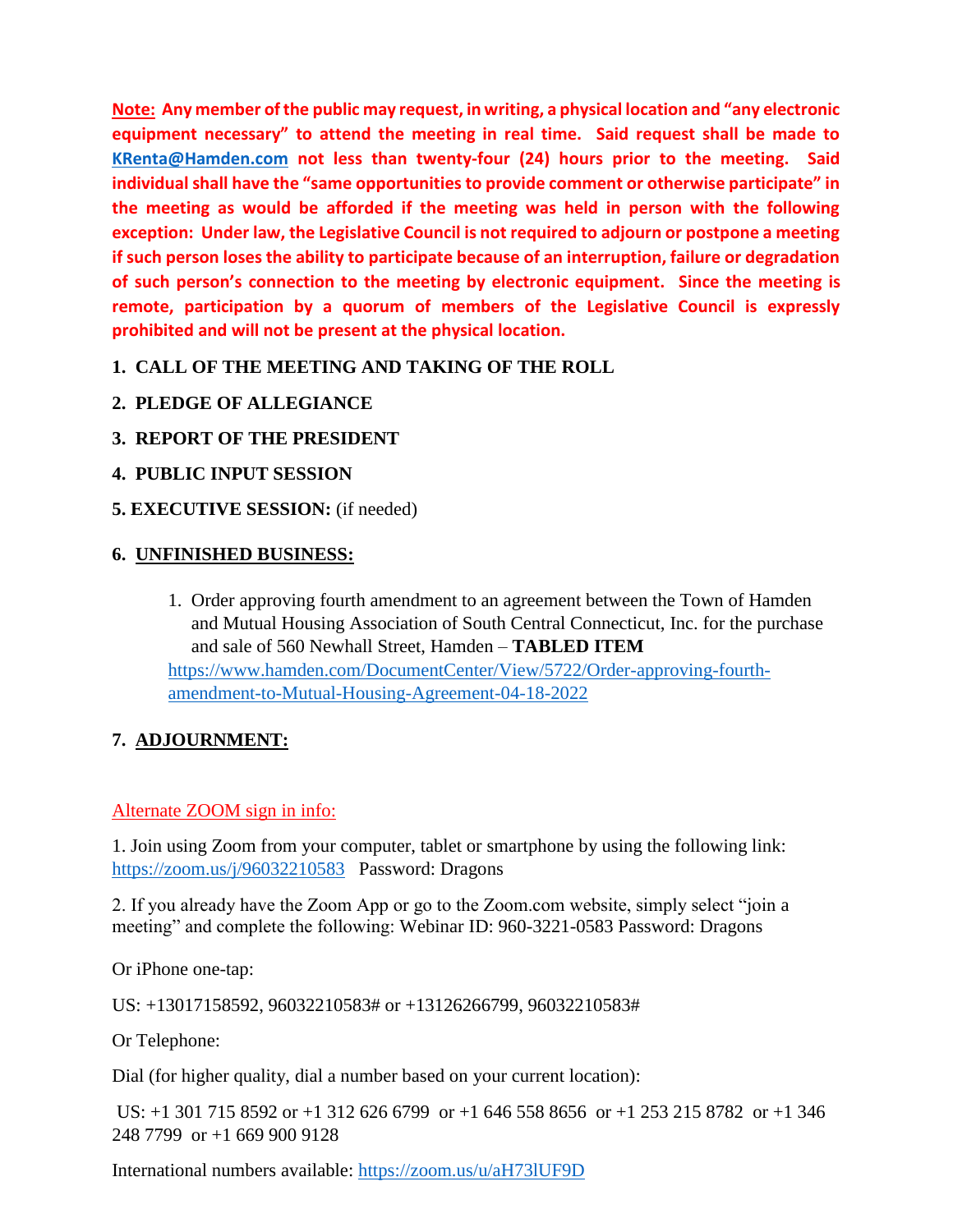**Note: Any member of the public may request, in writing, a physical location and "any electronic equipment necessary" to attend the meeting in real time. Said request shall be made to KRenta@Hamden.com not less than twenty-four (24) hours prior to the meeting. Said individual shall have the "same opportunities to provide comment or otherwise participate" in the meeting as would be afforded if the meeting was held in person with the following exception: Under law, the Legislative Council is not required to adjourn or postpone a meeting if such person loses the ability to participate because of an interruption, failure or degradation of such person's connection to the meeting by electronic equipment. Since the meeting is remote, participation by a quorum of members of the Legislative Council is expressly prohibited and will not be present at the physical location.**

1. **CALL OF THE MEETING AND TAKING OF THE ROLL**
2. **PLEDGE OF ALLEGIANCE**
3. **REPORT OF THE PRESIDENT**
4. **PUBLIC INPUT SESSION**
5. **EXECUTIVE SESSION:** (if needed)
6. **UNFINISHED BUSINESS:**
   1. Order approving fourth amendment to an agreement between the Town of Hamden and Mutual Housing Association of South Central Connecticut, Inc. for the purchase and sale of 560 Newhall Street, Hamden – **TABLED ITEM**
   https://www.hamden.com/DocumentCenter/View/5722/Order-approving-fourth-amendment-to-Mutual-Housing-Agreement-04-18-2022
7. **ADJOURNMENT:**

Alternate ZOOM sign in info:

1. Join using Zoom from your computer, tablet or smartphone by using the following link: https://zoom.us/j/96032210583 Password: Dragons

2. If you already have the Zoom App or go to the Zoom.com website, simply select "join a meeting" and complete the following: Webinar ID: 960-3221-0583 Password: Dragons

Or iPhone one-tap:

US: +13017158592, 96032210583# or +13126266799, 96032210583#

Or Telephone:

Dial (for higher quality, dial a number based on your current location):

US: +1 301 715 8592 or +1 312 626 6799 or +1 646 558 8656 or +1 253 215 8782 or +1 346 248 7799 or +1 669 900 9128

International numbers available: https://zoom.us/u/aH73lUF9D